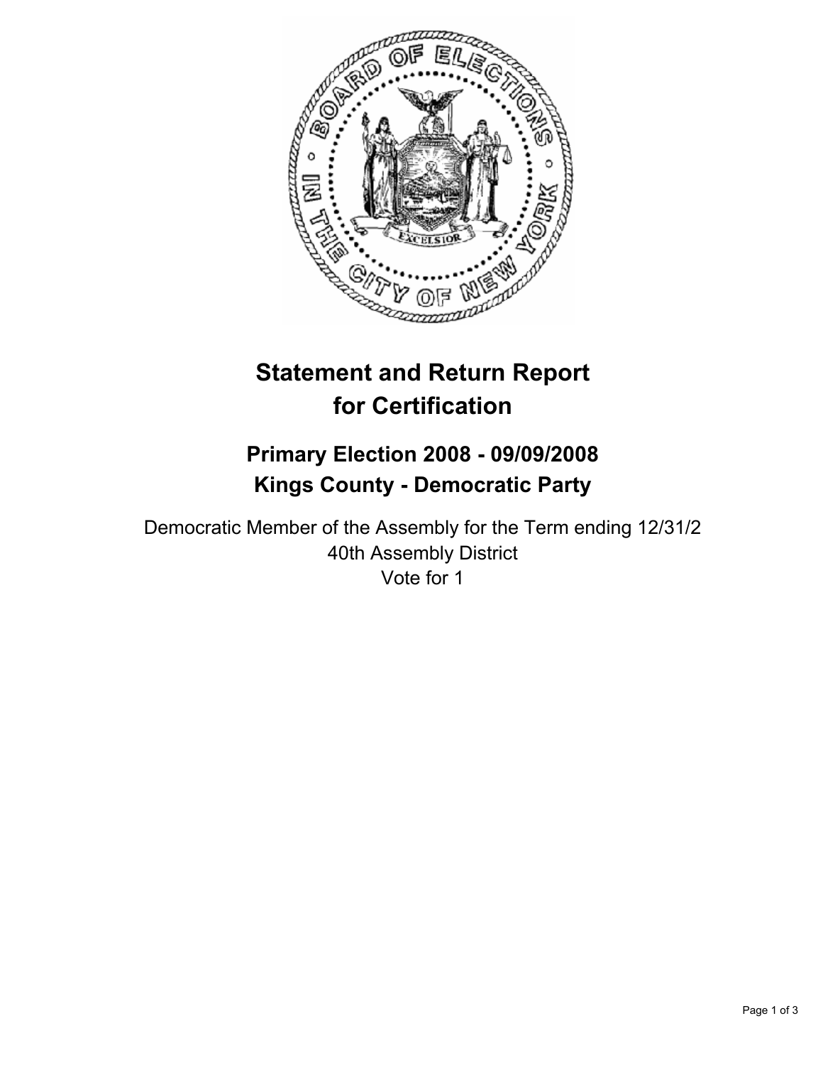# Statement and Return Report for Certification

## Primary Election 2008 - 09/09/2008
## Kings County - Democratic Party

Democratic Member of the Assembly for the Term ending 12/31/2
40th Assembly District
Vote for 1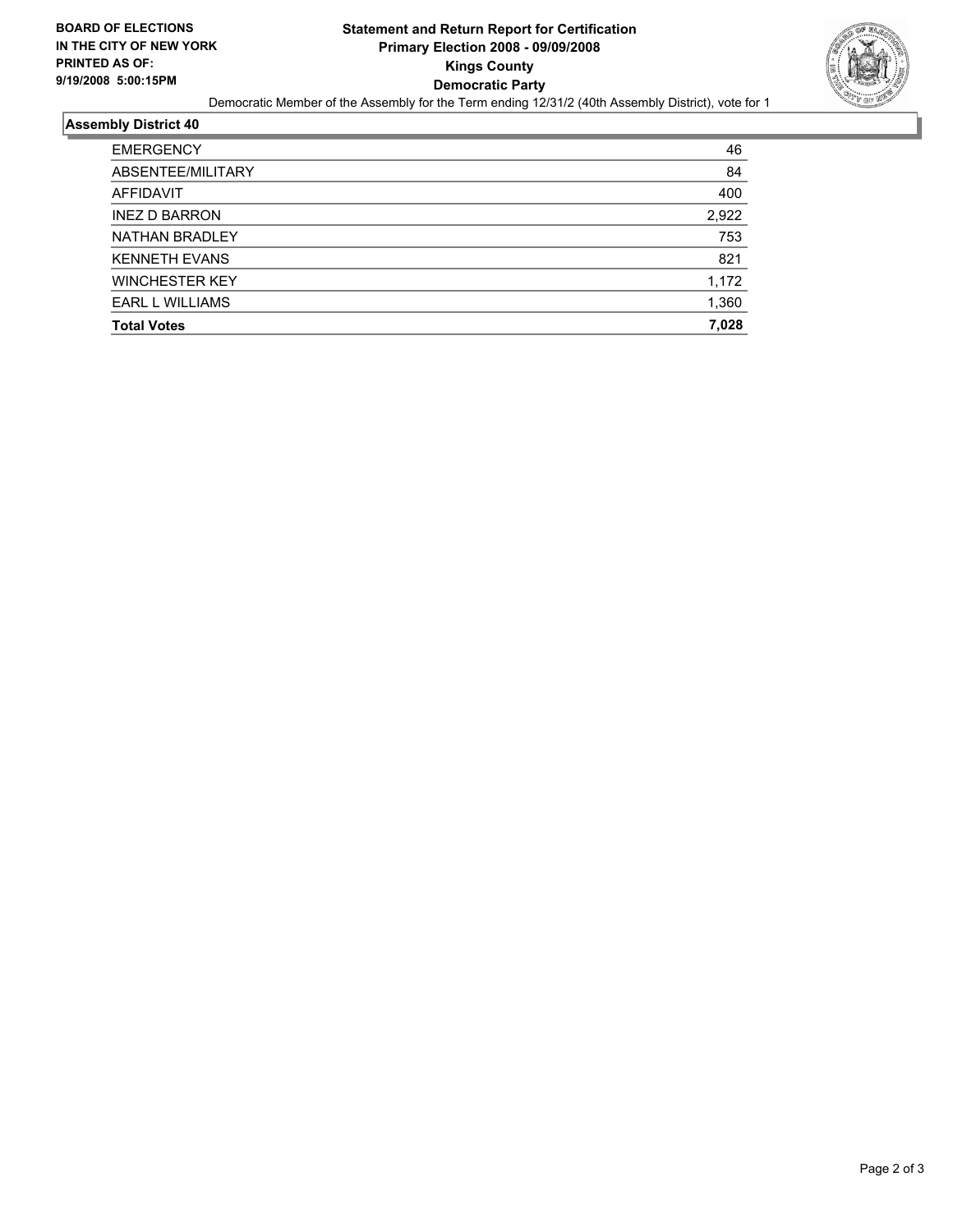**BOARD OF ELECTIONS IN THE CITY OF NEW YORK PRINTED AS OF: 9/19/2008 5:00:15PM**

# Statement and Return Report for Certification
## Primary Election 2008 - 09/09/2008
## Kings County
## Democratic Party

Democratic Member of the Assembly for the Term ending 12/31/2 (40th Assembly District), vote for 1

### Assembly District 40

| | |
|---|---|
| EMERGENCY | 46 |
| ABSENTEE/MILITARY | 84 |
| AFFIDAVIT | 400 |
| INEZ D BARRON | 2,922 |
| NATHAN BRADLEY | 753 |
| KENNETH EVANS | 821 |
| WINCHESTER KEY | 1,172 |
| EARL L WILLIAMS | 1,360 |
| **Total Votes** | **7,028** |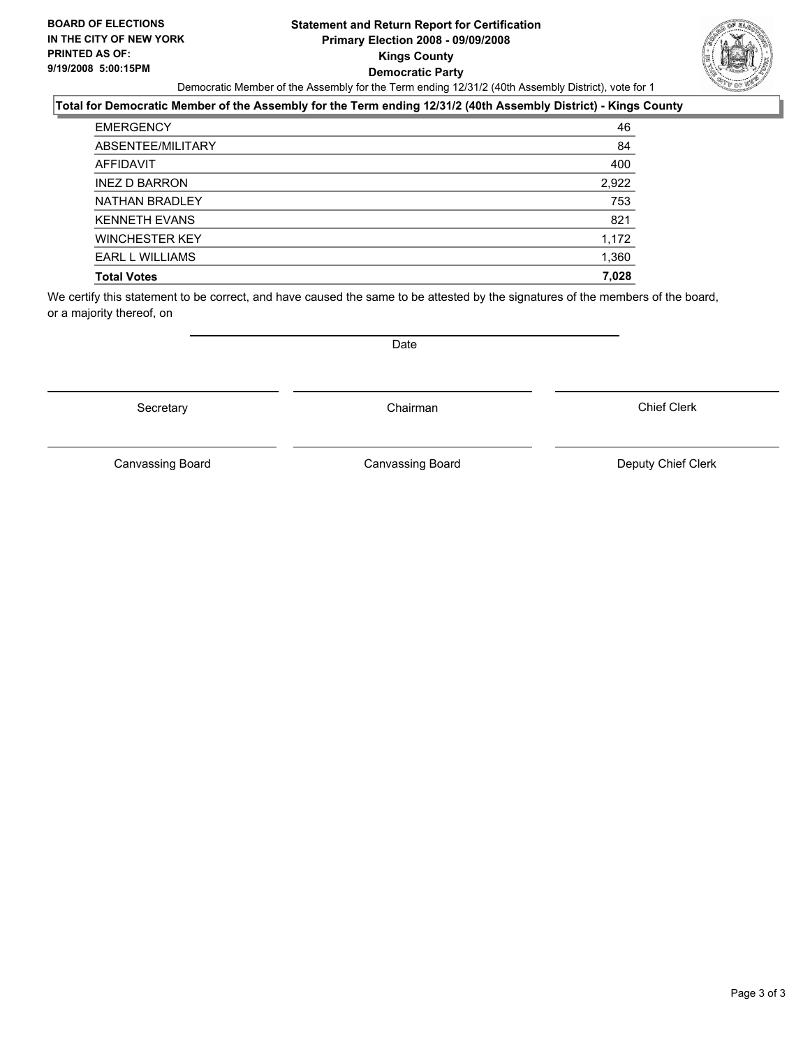**BOARD OF ELECTIONS IN THE CITY OF NEW YORK PRINTED AS OF: 9/19/2008 5:00:15PM**

**Statement and Return Report for Certification**
**Primary Election 2008 - 09/09/2008**
**Kings County**
**Democratic Party**

Democratic Member of the Assembly for the Term ending 12/31/2 (40th Assembly District), vote for 1

**Total for Democratic Member of the Assembly for the Term ending 12/31/2 (40th Assembly District) - Kings County**

| | |
|---|---|
| EMERGENCY | 46 |
| ABSENTEE/MILITARY | 84 |
| AFFIDAVIT | 400 |
| INEZ D BARRON | 2,922 |
| NATHAN BRADLEY | 753 |
| KENNETH EVANS | 821 |
| WINCHESTER KEY | 1,172 |
| EARL L WILLIAMS | 1,360 |
| **Total Votes** | **7,028** |

We certify this statement to be correct, and have caused the same to be attested by the signatures of the members of the board, or a majority thereof, on

Date

Secretary

Chairman

Chief Clerk

Canvassing Board

Canvassing Board

Deputy Chief Clerk